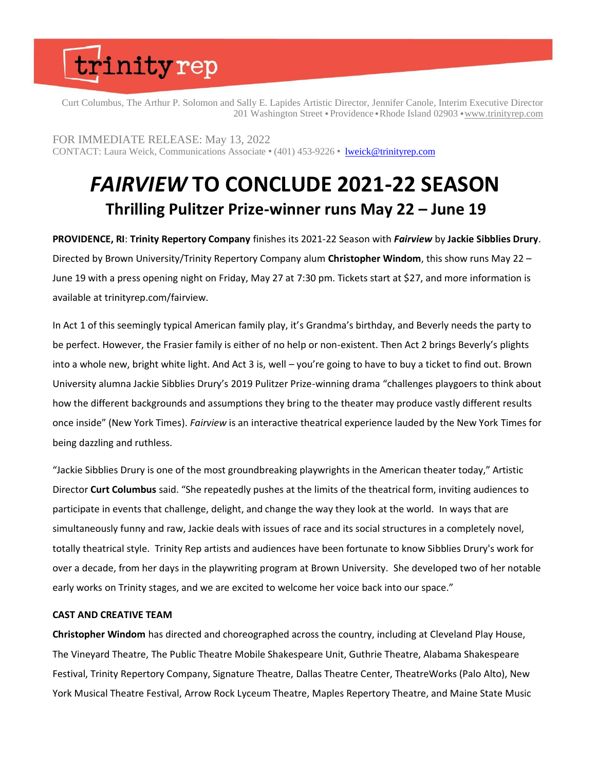trinity rep

Curt Columbus, The Arthur P. Solomon and Sally E. Lapides Artistic Director, Jennifer Canole, Interim Executive Director
201 Washington Street • Providence • Rhode Island 02903 • www.trinityrep.com

FOR IMMEDIATE RELEASE: May 13, 2022
CONTACT: Laura Weick, Communications Associate • (401) 453-9226 • lweick@trinityrep.com

# *FAIRVIEW* TO CONCLUDE 2021-22 SEASON

## Thrilling Pulitzer Prize-winner runs May 22 – June 19

**PROVIDENCE, RI**: **Trinity Repertory Company** finishes its 2021-22 Season with ***Fairview*** by **Jackie Sibblies Drury**. Directed by Brown University/Trinity Repertory Company alum **Christopher Windom**, this show runs May 22 – June 19 with a press opening night on Friday, May 27 at 7:30 pm. Tickets start at $27, and more information is available at trinityrep.com/fairview.

In Act 1 of this seemingly typical American family play, it's Grandma's birthday, and Beverly needs the party to be perfect. However, the Frasier family is either of no help or non-existent. Then Act 2 brings Beverly's plights into a whole new, bright white light. And Act 3 is, well – you're going to have to buy a ticket to find out. Brown University alumna Jackie Sibblies Drury's 2019 Pulitzer Prize-winning drama "challenges playgoers to think about how the different backgrounds and assumptions they bring to the theater may produce vastly different results once inside" (New York Times). *Fairview* is an interactive theatrical experience lauded by the New York Times for being dazzling and ruthless.

"Jackie Sibblies Drury is one of the most groundbreaking playwrights in the American theater today," Artistic Director **Curt Columbus** said. "She repeatedly pushes at the limits of the theatrical form, inviting audiences to participate in events that challenge, delight, and change the way they look at the world. In ways that are simultaneously funny and raw, Jackie deals with issues of race and its social structures in a completely novel, totally theatrical style. Trinity Rep artists and audiences have been fortunate to know Sibblies Drury's work for over a decade, from her days in the playwriting program at Brown University. She developed two of her notable early works on Trinity stages, and we are excited to welcome her voice back into our space."

**CAST AND CREATIVE TEAM**

**Christopher Windom** has directed and choreographed across the country, including at Cleveland Play House, The Vineyard Theatre, The Public Theatre Mobile Shakespeare Unit, Guthrie Theatre, Alabama Shakespeare Festival, Trinity Repertory Company, Signature Theatre, Dallas Theatre Center, TheatreWorks (Palo Alto), New York Musical Theatre Festival, Arrow Rock Lyceum Theatre, Maples Repertory Theatre, and Maine State Music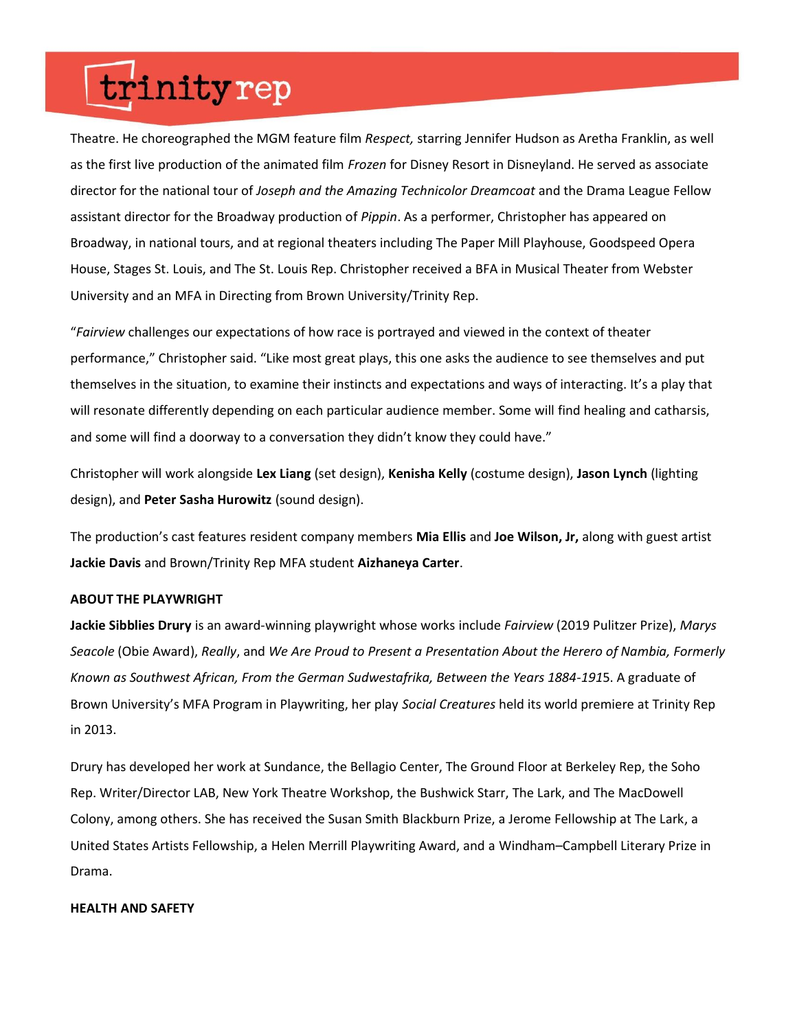Theatre. He choreographed the MGM feature film *Respect,* starring Jennifer Hudson as Aretha Franklin, as well as the first live production of the animated film *Frozen* for Disney Resort in Disneyland. He served as associate director for the national tour of *Joseph and the Amazing Technicolor Dreamcoat* and the Drama League Fellow assistant director for the Broadway production of *Pippin*. As a performer, Christopher has appeared on Broadway, in national tours, and at regional theaters including The Paper Mill Playhouse, Goodspeed Opera House, Stages St. Louis, and The St. Louis Rep. Christopher received a BFA in Musical Theater from Webster University and an MFA in Directing from Brown University/Trinity Rep.

"*Fairview* challenges our expectations of how race is portrayed and viewed in the context of theater performance," Christopher said. "Like most great plays, this one asks the audience to see themselves and put themselves in the situation, to examine their instincts and expectations and ways of interacting. It's a play that will resonate differently depending on each particular audience member. Some will find healing and catharsis, and some will find a doorway to a conversation they didn't know they could have."

Christopher will work alongside **Lex Liang** (set design), **Kenisha Kelly** (costume design), **Jason Lynch** (lighting design), and **Peter Sasha Hurowitz** (sound design).

The production's cast features resident company members **Mia Ellis** and **Joe Wilson, Jr,** along with guest artist **Jackie Davis** and Brown/Trinity Rep MFA student **Aizhaneya Carter**.

**ABOUT THE PLAYWRIGHT**

**Jackie Sibblies Drury** is an award-winning playwright whose works include *Fairview* (2019 Pulitzer Prize), *Marys Seacole* (Obie Award), *Really*, and *We Are Proud to Present a Presentation About the Herero of Nambia, Formerly Known as Southwest African, From the German Sudwestafrika, Between the Years 1884-191*5. A graduate of Brown University's MFA Program in Playwriting, her play *Social Creatures* held its world premiere at Trinity Rep in 2013.

Drury has developed her work at Sundance, the Bellagio Center, The Ground Floor at Berkeley Rep, the Soho Rep. Writer/Director LAB, New York Theatre Workshop, the Bushwick Starr, The Lark, and The MacDowell Colony, among others. She has received the Susan Smith Blackburn Prize, a Jerome Fellowship at The Lark, a United States Artists Fellowship, a Helen Merrill Playwriting Award, and a Windham–Campbell Literary Prize in Drama.

**HEALTH AND SAFETY**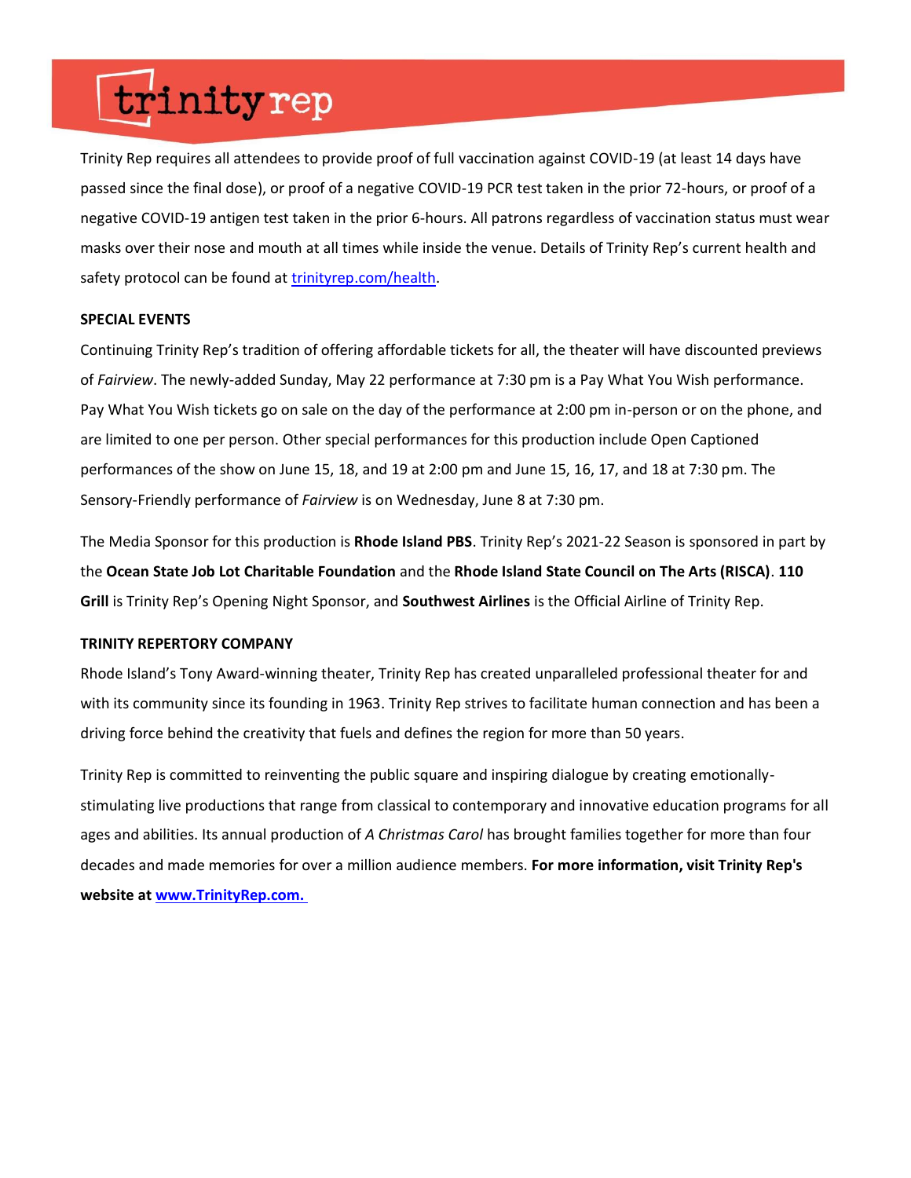Trinity Rep requires all attendees to provide proof of full vaccination against COVID-19 (at least 14 days have passed since the final dose), or proof of a negative COVID-19 PCR test taken in the prior 72-hours, or proof of a negative COVID-19 antigen test taken in the prior 6-hours. All patrons regardless of vaccination status must wear masks over their nose and mouth at all times while inside the venue. Details of Trinity Rep's current health and safety protocol can be found at [trinityrep.com/health](trinityrep.com/health).

**SPECIAL EVENTS**

Continuing Trinity Rep's tradition of offering affordable tickets for all, the theater will have discounted previews of *Fairview*. The newly-added Sunday, May 22 performance at 7:30 pm is a Pay What You Wish performance. Pay What You Wish tickets go on sale on the day of the performance at 2:00 pm in-person or on the phone, and are limited to one per person. Other special performances for this production include Open Captioned performances of the show on June 15, 18, and 19 at 2:00 pm and June 15, 16, 17, and 18 at 7:30 pm. The Sensory-Friendly performance of *Fairview* is on Wednesday, June 8 at 7:30 pm.

The Media Sponsor for this production is **Rhode Island PBS**. Trinity Rep's 2021-22 Season is sponsored in part by the **Ocean State Job Lot Charitable Foundation** and the **Rhode Island State Council on The Arts (RISCA)**. **110 Grill** is Trinity Rep's Opening Night Sponsor, and **Southwest Airlines** is the Official Airline of Trinity Rep.

**TRINITY REPERTORY COMPANY**

Rhode Island's Tony Award-winning theater, Trinity Rep has created unparalleled professional theater for and with its community since its founding in 1963. Trinity Rep strives to facilitate human connection and has been a driving force behind the creativity that fuels and defines the region for more than 50 years.

Trinity Rep is committed to reinventing the public square and inspiring dialogue by creating emotionally-stimulating live productions that range from classical to contemporary and innovative education programs for all ages and abilities. Its annual production of *A Christmas Carol* has brought families together for more than four decades and made memories for over a million audience members. **For more information, visit Trinity Rep's website at [www.TrinityRep.com.](http://www.TrinityRep.com)**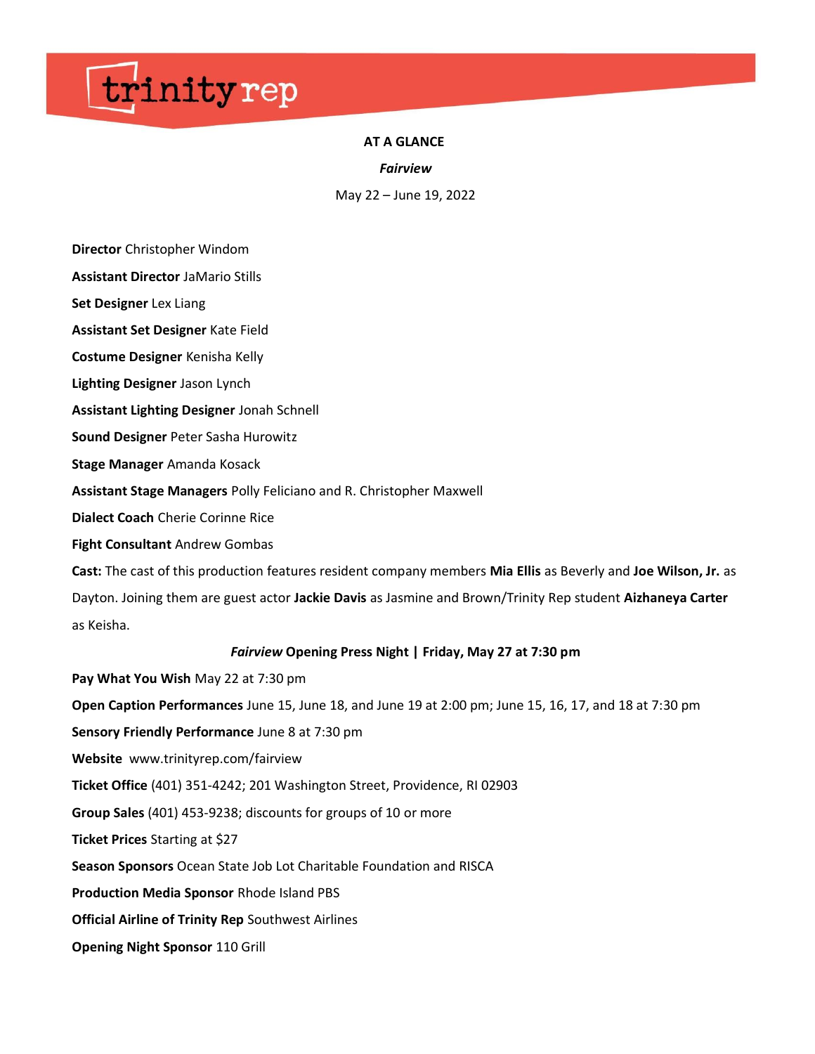trinity rep

**AT A GLANCE**

***Fairview***

May 22 – June 19, 2022

**Director** Christopher Windom

**Assistant Director** JaMario Stills

**Set Designer** Lex Liang

**Assistant Set Designer** Kate Field

**Costume Designer** Kenisha Kelly

**Lighting Designer** Jason Lynch

**Assistant Lighting Designer** Jonah Schnell

**Sound Designer** Peter Sasha Hurowitz

**Stage Manager** Amanda Kosack

**Assistant Stage Managers** Polly Feliciano and R. Christopher Maxwell

**Dialect Coach** Cherie Corinne Rice

**Fight Consultant** Andrew Gombas

**Cast:** The cast of this production features resident company members **Mia Ellis** as Beverly and **Joe Wilson, Jr.** as Dayton. Joining them are guest actor **Jackie Davis** as Jasmine and Brown/Trinity Rep student **Aizhaneya Carter** as Keisha.

***Fairview*** **Opening Press Night | Friday, May 27 at 7:30 pm**

**Pay What You Wish** May 22 at 7:30 pm

**Open Caption Performances** June 15, June 18, and June 19 at 2:00 pm; June 15, 16, 17, and 18 at 7:30 pm

**Sensory Friendly Performance** June 8 at 7:30 pm

**Website** www.trinityrep.com/fairview

**Ticket Office** (401) 351-4242; 201 Washington Street, Providence, RI 02903

**Group Sales** (401) 453-9238; discounts for groups of 10 or more

**Ticket Prices** Starting at $27

**Season Sponsors** Ocean State Job Lot Charitable Foundation and RISCA

**Production Media Sponsor** Rhode Island PBS

**Official Airline of Trinity Rep** Southwest Airlines

**Opening Night Sponsor** 110 Grill